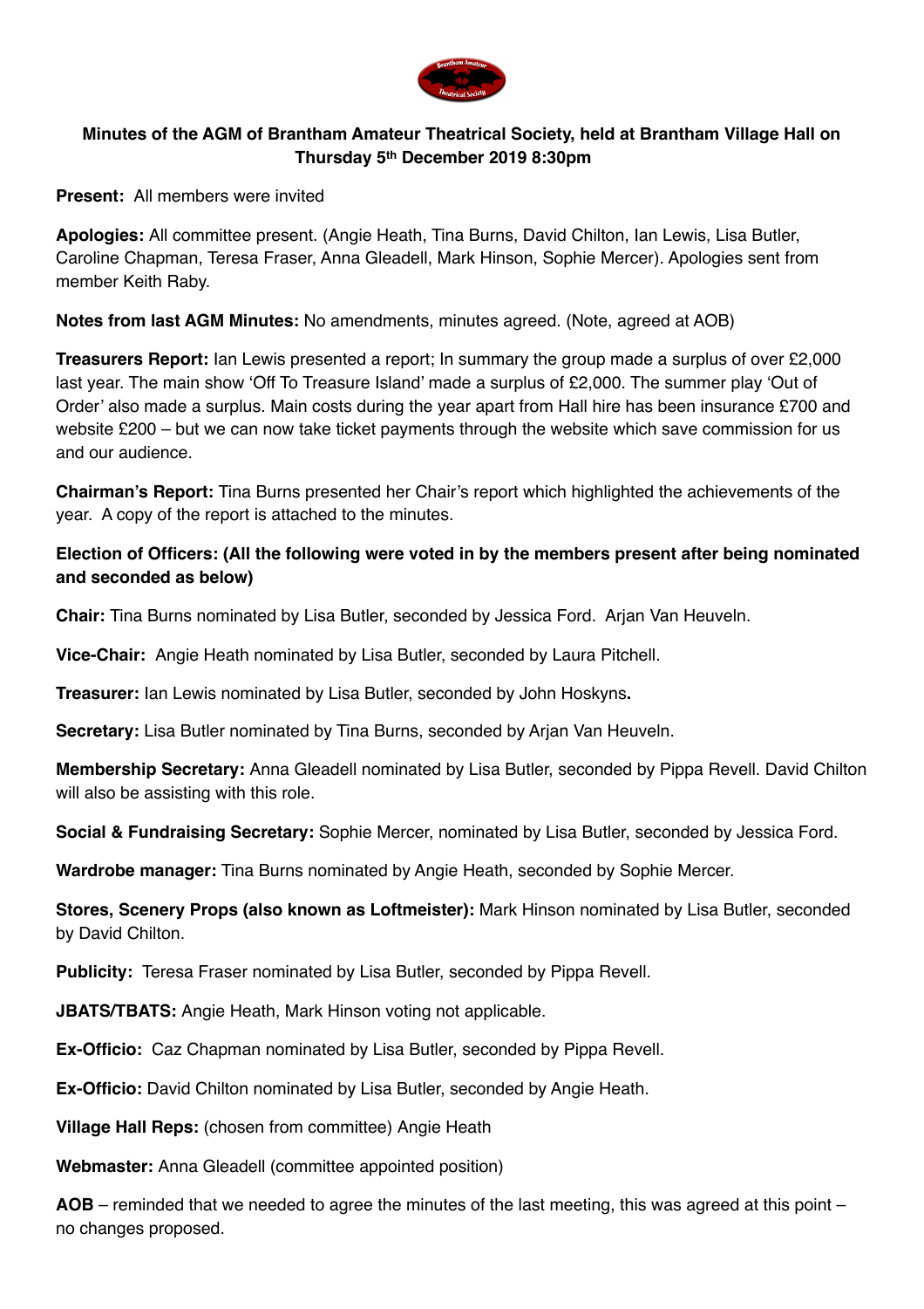**Minutes of the AGM of Brantham Amateur Theatrical Society, held at Brantham Village Hall on Thursday 5th December 2019 8:30pm**

**Present:** All members were invited

**Apologies:** All committee present. (Angie Heath, Tina Burns, David Chilton, Ian Lewis, Lisa Butler, Caroline Chapman, Teresa Fraser, Anna Gleadell, Mark Hinson, Sophie Mercer). Apologies sent from member Keith Raby.

**Notes from last AGM Minutes:** No amendments, minutes agreed. (Note, agreed at AOB)

**Treasurers Report:** Ian Lewis presented a report; In summary the group made a surplus of over £2,000 last year. The main show 'Off To Treasure Island' made a surplus of £2,000. The summer play 'Out of Order' also made a surplus. Main costs during the year apart from Hall hire has been insurance £700 and website £200 – but we can now take ticket payments through the website which save commission for us and our audience.

**Chairman's Report:** Tina Burns presented her Chair's report which highlighted the achievements of the year. A copy of the report is attached to the minutes.

**Election of Officers: (All the following were voted in by the members present after being nominated and seconded as below)**

**Chair:** Tina Burns nominated by Lisa Butler, seconded by Jessica Ford. Arjan Van Heuveln.

**Vice-Chair:** Angie Heath nominated by Lisa Butler, seconded by Laura Pitchell.

**Treasurer:** Ian Lewis nominated by Lisa Butler, seconded by John Hoskyns**.**

**Secretary:** Lisa Butler nominated by Tina Burns, seconded by Arjan Van Heuveln.

**Membership Secretary:** Anna Gleadell nominated by Lisa Butler, seconded by Pippa Revell. David Chilton will also be assisting with this role.

**Social & Fundraising Secretary:** Sophie Mercer, nominated by Lisa Butler, seconded by Jessica Ford.

**Wardrobe manager:** Tina Burns nominated by Angie Heath, seconded by Sophie Mercer.

**Stores, Scenery Props (also known as Loftmeister):** Mark Hinson nominated by Lisa Butler, seconded by David Chilton.

**Publicity:** Teresa Fraser nominated by Lisa Butler, seconded by Pippa Revell.

**JBATS/TBATS:** Angie Heath, Mark Hinson voting not applicable.

**Ex-Officio:** Caz Chapman nominated by Lisa Butler, seconded by Pippa Revell.

**Ex-Officio:** David Chilton nominated by Lisa Butler, seconded by Angie Heath.

**Village Hall Reps:** (chosen from committee) Angie Heath

**Webmaster:** Anna Gleadell (committee appointed position)

**AOB** – reminded that we needed to agree the minutes of the last meeting, this was agreed at this point – no changes proposed.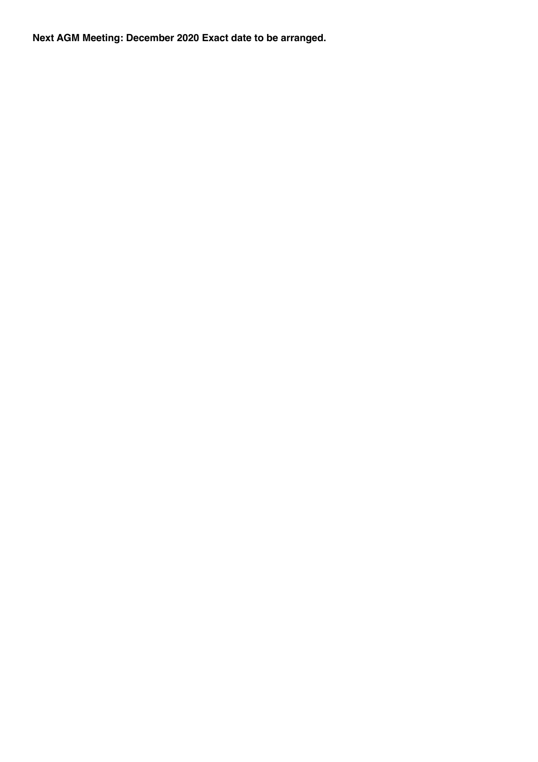**Next AGM Meeting: December 2020 Exact date to be arranged.**